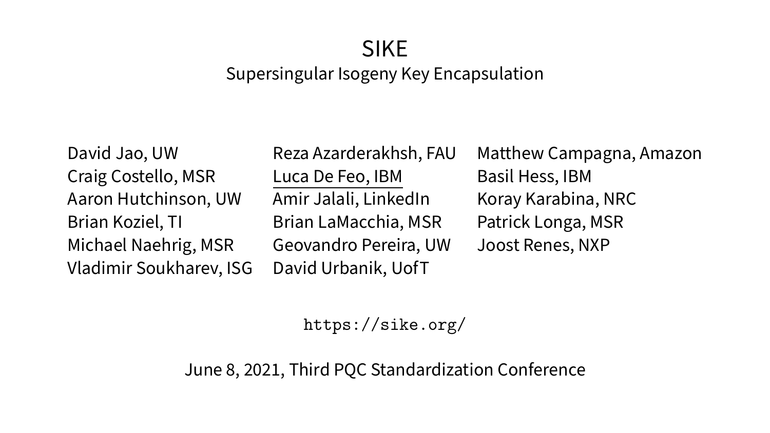# SIKE

## Supersingular Isogeny Key Encapsulation

David Jao, UW
Craig Costello, MSR
Aaron Hutchinson, UW
Brian Koziel, TI
Michael Naehrig, MSR
Vladimir Soukharev, ISG

Reza Azarderakhsh, FAU
Luca De Feo, IBM
Amir Jalali, LinkedIn
Brian LaMacchia, MSR
Geovandro Pereira, UW
David Urbanik, UofT

Matthew Campagna, Amazon
Basil Hess, IBM
Koray Karabina, NRC
Patrick Longa, MSR
Joost Renes, NXP

`https://sike.org/`

June 8, 2021, Third PQC Standardization Conference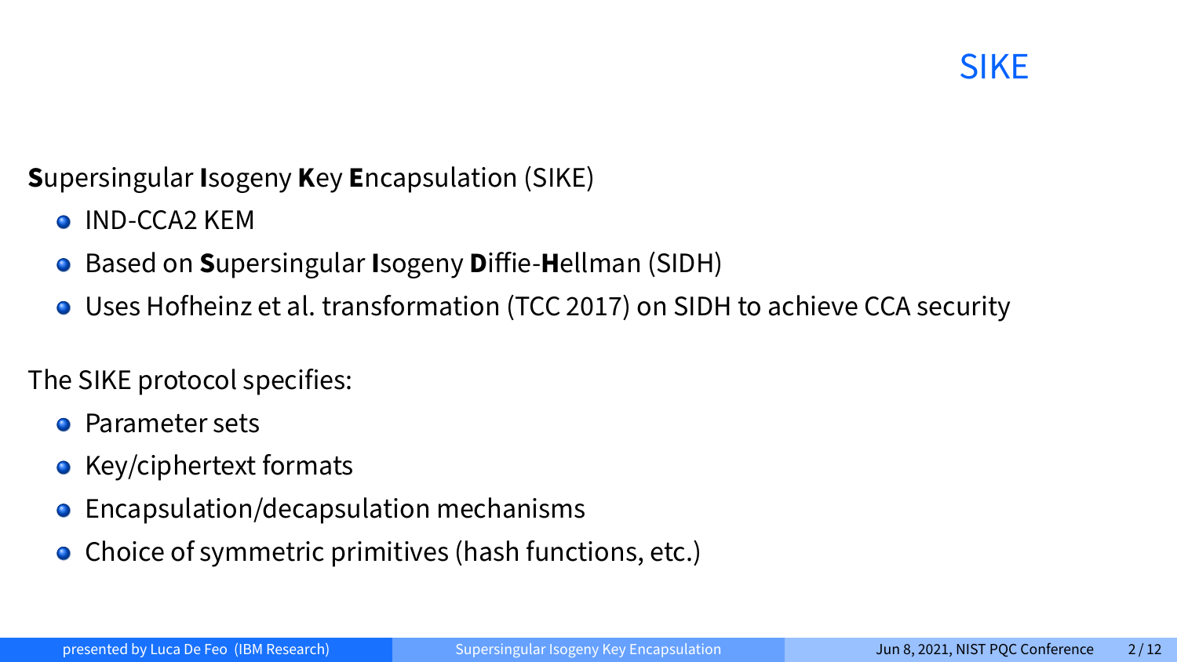# SIKE

**S**upersingular **I**sogeny **K**ey **E**ncapsulation (SIKE)

- IND-CCA2 KEM
- Based on **S**upersingular **I**sogeny **D**iffie-**H**ellman (SIDH)
- Uses Hofheinz et al. transformation (TCC 2017) on SIDH to achieve CCA security

The SIKE protocol specifies:

- Parameter sets
- Key/ciphertext formats
- Encapsulation/decapsulation mechanisms
- Choice of symmetric primitives (hash functions, etc.)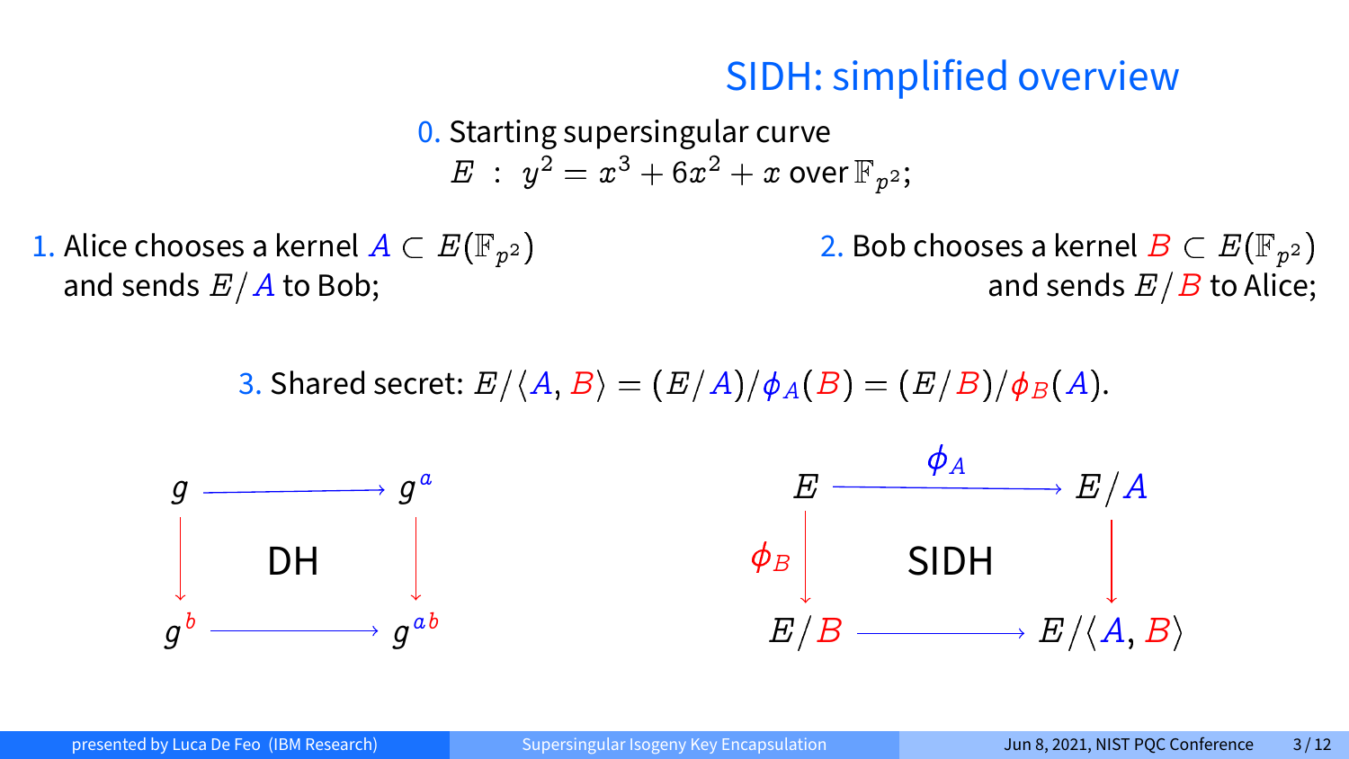# SIDH: simplified overview

0. Starting supersingular curve
 $E \ : \ y^2 = x^3 + 6x^2 + x$ over $\mathbb{F}_{p^2}$;

1. Alice chooses a kernel $A \subset E(\mathbb{F}_{p^2})$ and sends $E/A$ to Bob;

2. Bob chooses a kernel $B \subset E(\mathbb{F}_{p^2})$ and sends $E/B$ to Alice;

3. Shared secret: $E/\langle A, B\rangle = (E/A)/\phi_A(B) = (E/B)/\phi_B(A)$.

$$
\begin{array}{ccc}
g & \longrightarrow & g^a \\
\downarrow & \text{DH} & \downarrow \\
g^b & \longrightarrow & g^{ab}
\end{array}
\qquad\qquad
\begin{array}{ccc}
E & \xrightarrow{\phi_A} & E/A \\
\phi_B \downarrow & \text{SIDH} & \downarrow \\
E/B & \longrightarrow & E/\langle A, B\rangle
\end{array}
$$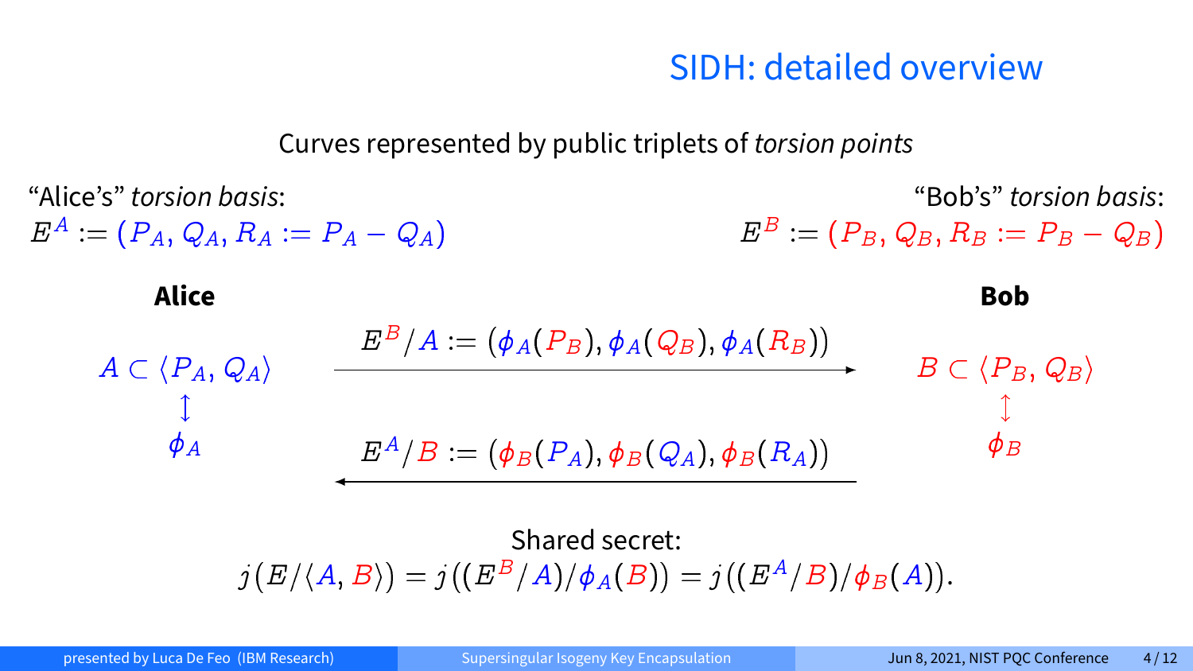# SIDH: detailed overview

Curves represented by public triplets of *torsion points*

"Alice's" *torsion basis*:
$E^A := (P_A, Q_A, R_A := P_A - Q_A)$

"Bob's" *torsion basis*:
$E^B := (P_B, Q_B, R_B := P_B - Q_B)$

**Alice**

$A \subset \langle P_A, Q_A \rangle$

$\updownarrow$

$\phi_A$

**Bob**

$B \subset \langle P_B, Q_B \rangle$

$\updownarrow$

$\phi_B$

Alice → Bob: $E^B/A := (\phi_A(P_B), \phi_A(Q_B), \phi_A(R_B))$

Bob → Alice: $E^A/B := (\phi_B(P_A), \phi_B(Q_A), \phi_B(R_A))$

Shared secret:

$$j(E/\langle A, B\rangle) = j\big((E^B/A)/\phi_A(B)\big) = j\big((E^A/B)/\phi_B(A)\big).$$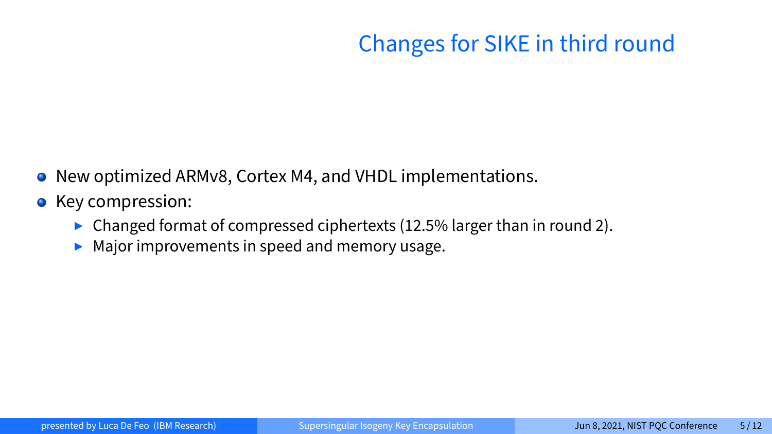# Changes for SIKE in third round

- New optimized ARMv8, Cortex M4, and VHDL implementations.
- Key compression:
  - Changed format of compressed ciphertexts (12.5% larger than in round 2).
  - Major improvements in speed and memory usage.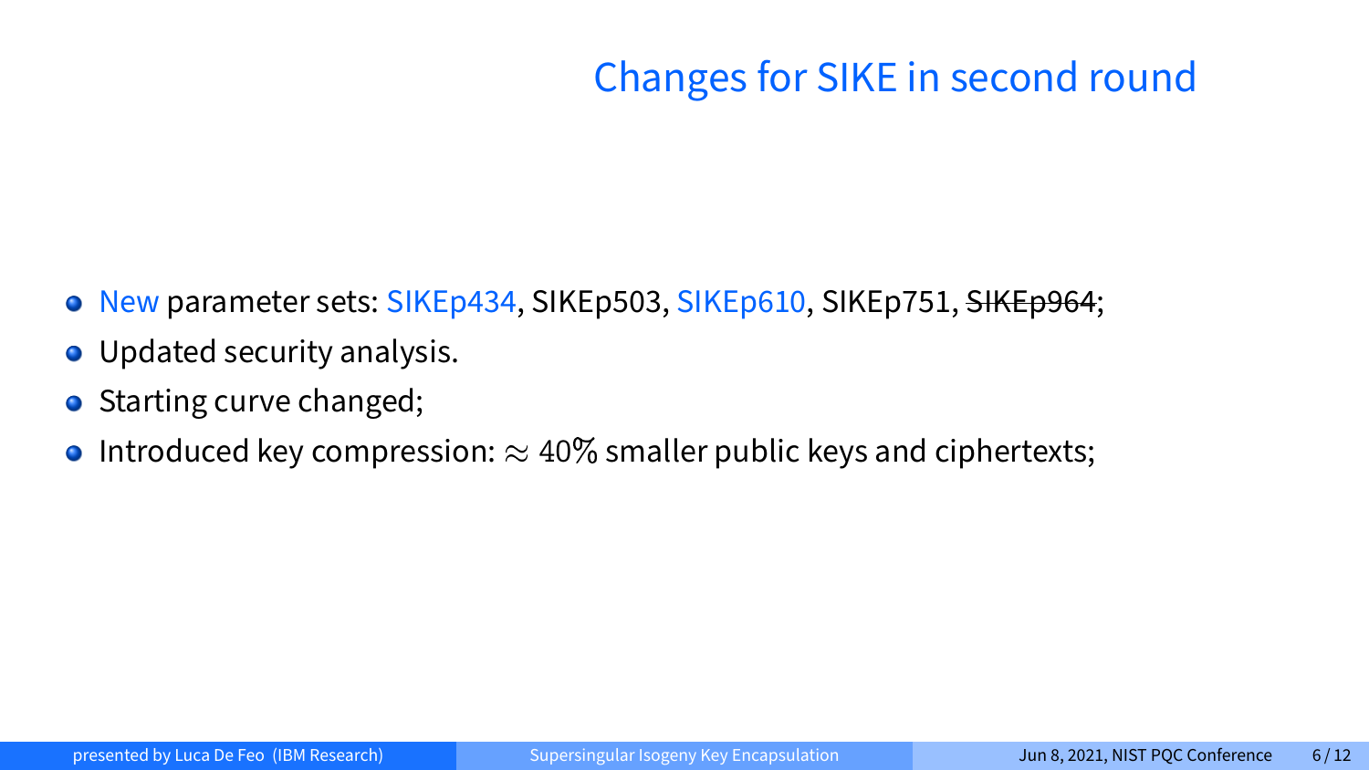# Changes for SIKE in second round

- New parameter sets: SIKEp434, SIKEp503, SIKEp610, SIKEp751, ~~SIKEp964~~;
- Updated security analysis.
- Starting curve changed;
- Introduced key compression: $\approx 40\%$ smaller public keys and ciphertexts;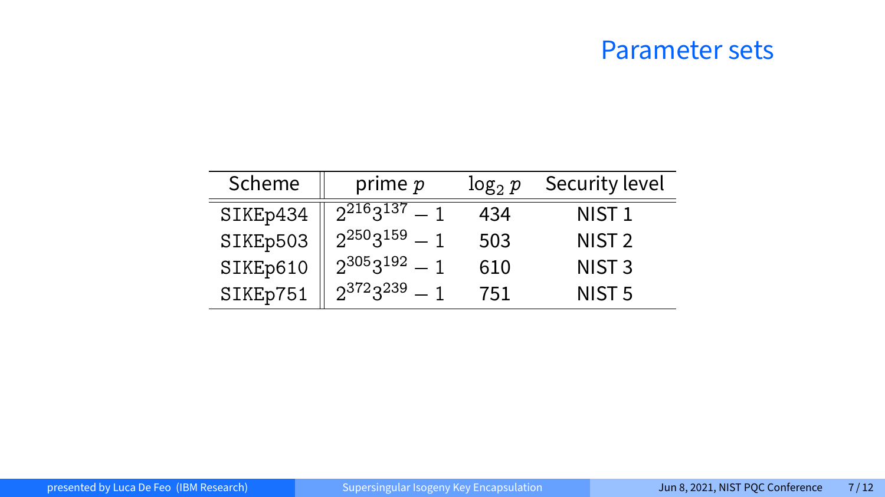# Parameter sets

| Scheme | prime $p$ | $\log_2 p$ | Security level |
|---|---|---|---|
| SIKEp434 | $2^{216}3^{137} - 1$ | 434 | NIST 1 |
| SIKEp503 | $2^{250}3^{159} - 1$ | 503 | NIST 2 |
| SIKEp610 | $2^{305}3^{192} - 1$ | 610 | NIST 3 |
| SIKEp751 | $2^{372}3^{239} - 1$ | 751 | NIST 5 |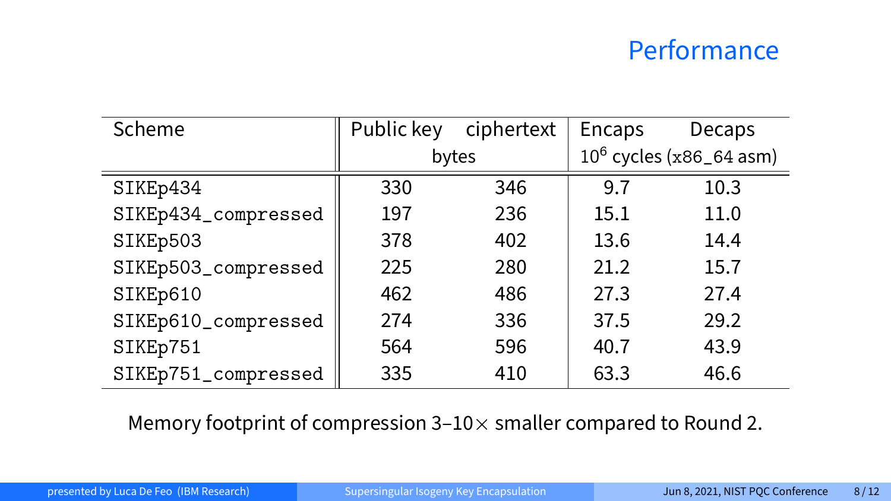# Performance

| Scheme | Public key | ciphertext | Encaps | Decaps |
|---|---|---|---|---|
| | bytes | | $10^6$ cycles (x86_64 asm) | |
| SIKEp434 | 330 | 346 | 9.7 | 10.3 |
| SIKEp434_compressed | 197 | 236 | 15.1 | 11.0 |
| SIKEp503 | 378 | 402 | 13.6 | 14.4 |
| SIKEp503_compressed | 225 | 280 | 21.2 | 15.7 |
| SIKEp610 | 462 | 486 | 27.3 | 27.4 |
| SIKEp610_compressed | 274 | 336 | 37.5 | 29.2 |
| SIKEp751 | 564 | 596 | 40.7 | 43.9 |
| SIKEp751_compressed | 335 | 410 | 63.3 | 46.6 |

Memory footprint of compression 3–10$\times$ smaller compared to Round 2.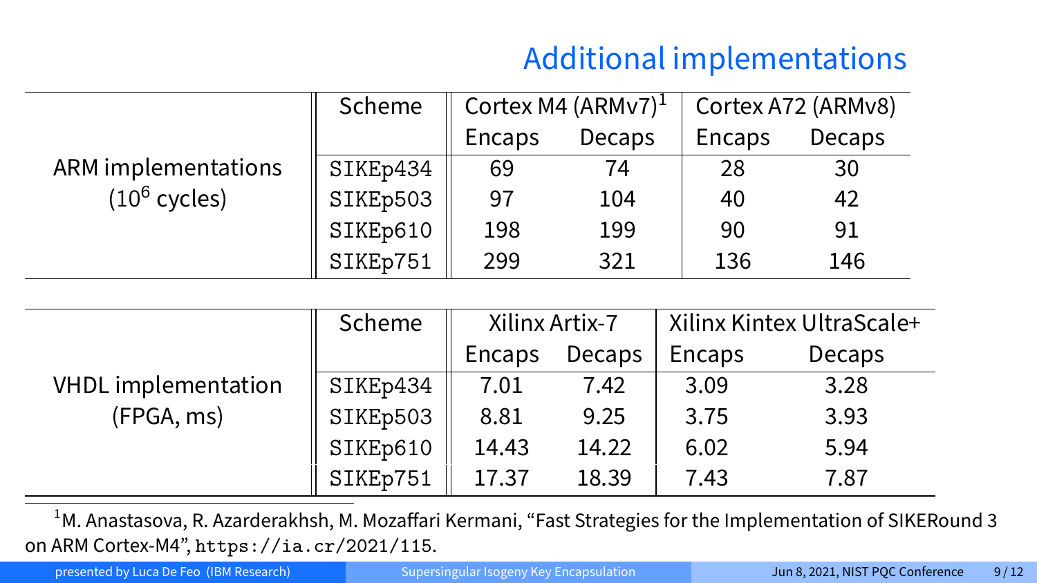# Additional implementations

| | Scheme | Cortex M4 (ARMv7)[1] | | Cortex A72 (ARMv8) | |
|---|---|---|---|---|---|
| | | Encaps | Decaps | Encaps | Decaps |
| ARM implementations ($10^6$ cycles) | SIKEp434 | 69 | 74 | 28 | 30 |
| | SIKEp503 | 97 | 104 | 40 | 42 |
| | SIKEp610 | 198 | 199 | 90 | 91 |
| | SIKEp751 | 299 | 321 | 136 | 146 |

| | Scheme | Xilinx Artix-7 | | Xilinx Kintex UltraScale+ | |
|---|---|---|---|---|---|
| | | Encaps | Decaps | Encaps | Decaps |
| VHDL implementation (FPGA, ms) | SIKEp434 | 7.01 | 7.42 | 3.09 | 3.28 |
| | SIKEp503 | 8.81 | 9.25 | 3.75 | 3.93 |
| | SIKEp610 | 14.43 | 14.22 | 6.02 | 5.94 |
| | SIKEp751 | 17.37 | 18.39 | 7.43 | 7.87 |

[1] M. Anastasova, R. Azarderakhsh, M. Mozaffari Kermani, "Fast Strategies for the Implementation of SIKERound 3 on ARM Cortex-M4", https://ia.cr/2021/115.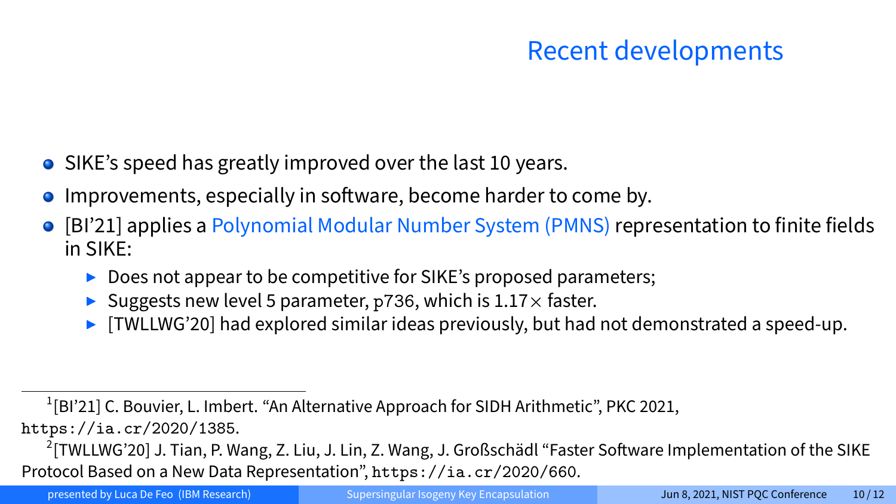# Recent developments

- SIKE's speed has greatly improved over the last 10 years.
- Improvements, especially in software, become harder to come by.
- [BI'21] applies a Polynomial Modular Number System (PMNS) representation to finite fields in SIKE:
  - Does not appear to be competitive for SIKE's proposed parameters;
  - Suggests new level 5 parameter, `p736`, which is $1.17\times$ faster.
  - [TWLLWG'20] had explored similar ideas previously, but had not demonstrated a speed-up.

---

[1] [BI'21] C. Bouvier, L. Imbert. "An Alternative Approach for SIDH Arithmetic", PKC 2021, `https://ia.cr/2020/1385`.

[2] [TWLLWG'20] J. Tian, P. Wang, Z. Liu, J. Lin, Z. Wang, J. Großschädl "Faster Software Implementation of the SIKE Protocol Based on a New Data Representation", `https://ia.cr/2020/660`.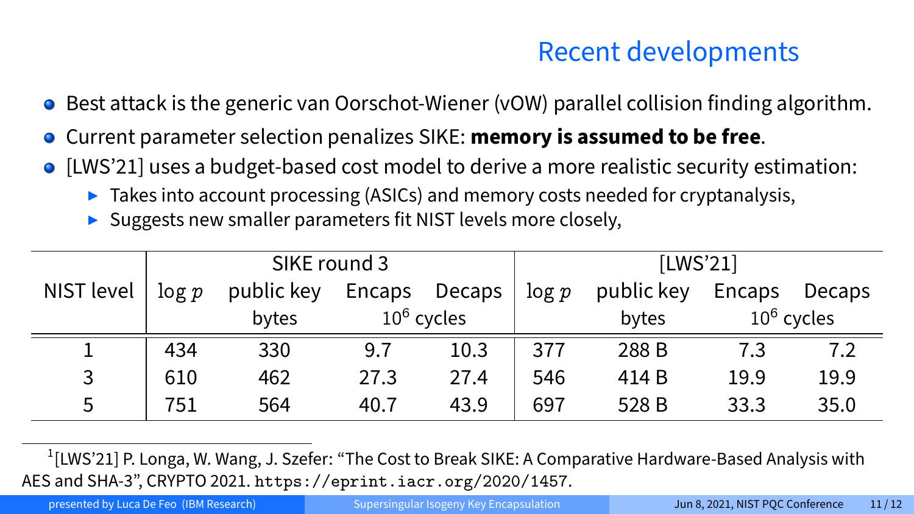# Recent developments

- Best attack is the generic van Oorschot-Wiener (vOW) parallel collision finding algorithm.
- Current parameter selection penalizes SIKE: **memory is assumed to be free**.
- [LWS'21] uses a budget-based cost model to derive a more realistic security estimation:
  - Takes into account processing (ASICs) and memory costs needed for cryptanalysis,
  - Suggests new smaller parameters fit NIST levels more closely,

| NIST level | SIKE round 3 | | | | [LWS'21] | | | |
|---|---|---|---|---|---|---|---|---|
| | $\log p$ | public key bytes | Encaps $10^6$ cycles | Decaps $10^6$ cycles | $\log p$ | public key bytes | Encaps $10^6$ cycles | Decaps $10^6$ cycles |
| 1 | 434 | 330 | 9.7 | 10.3 | 377 | 288 B | 7.3 | 7.2 |
| 3 | 610 | 462 | 27.3 | 27.4 | 546 | 414 B | 19.9 | 19.9 |
| 5 | 751 | 564 | 40.7 | 43.9 | 697 | 528 B | 33.3 | 35.0 |

[1] [LWS'21] P. Longa, W. Wang, J. Szefer: "The Cost to Break SIKE: A Comparative Hardware-Based Analysis with AES and SHA-3", CRYPTO 2021. `https://eprint.iacr.org/2020/1457`.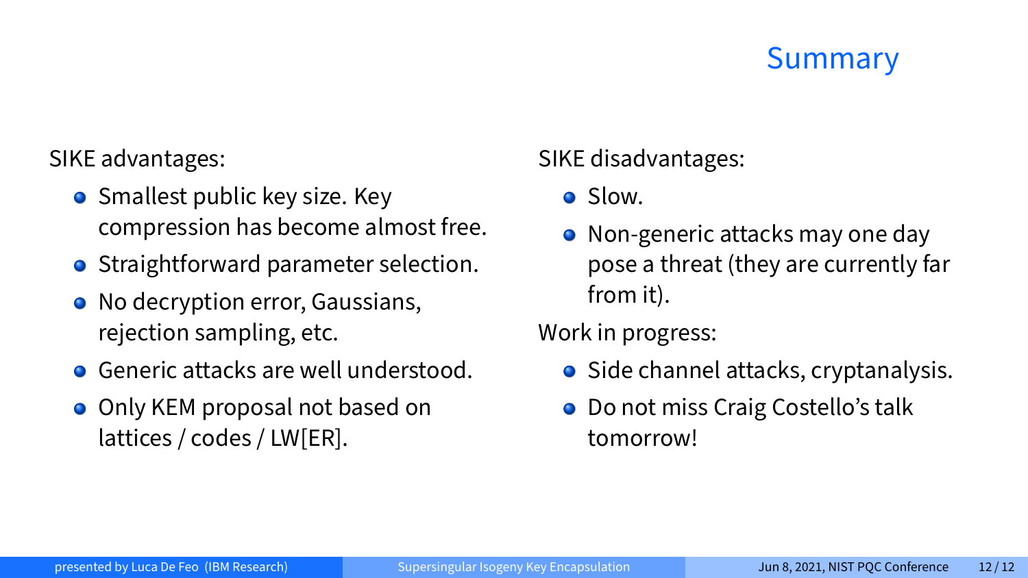# Summary

SIKE advantages:

- Smallest public key size. Key compression has become almost free.
- Straightforward parameter selection.
- No decryption error, Gaussians, rejection sampling, etc.
- Generic attacks are well understood.
- Only KEM proposal not based on lattices / codes / LW[ER].

SIKE disadvantages:

- Slow.
- Non-generic attacks may one day pose a threat (they are currently far from it).

Work in progress:

- Side channel attacks, cryptanalysis.
- Do not miss Craig Costello's talk tomorrow!